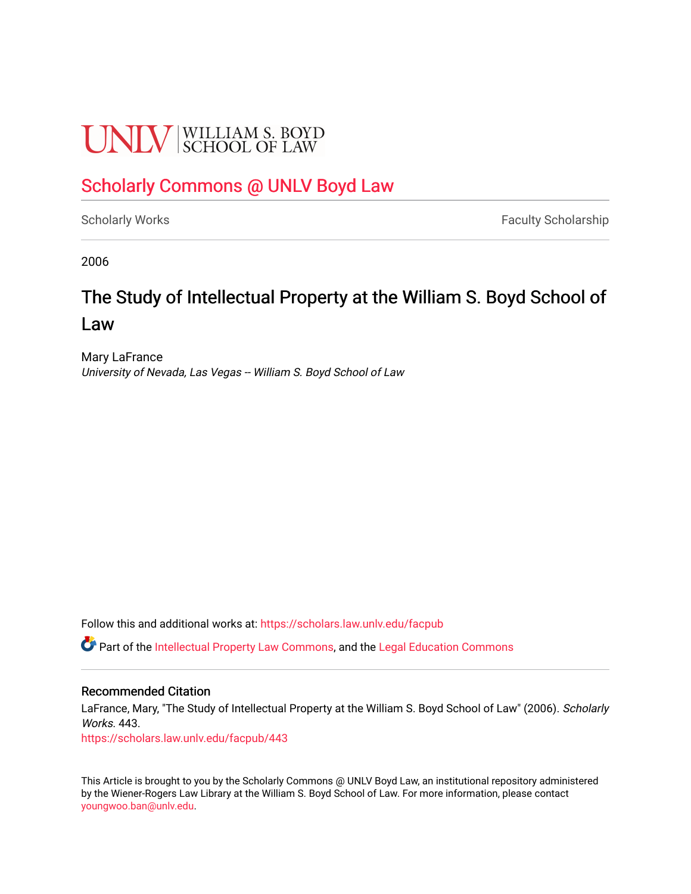UNLV | WILLIAM S. BOYD SCHOOL OF LAW

## Scholarly Commons @ UNLV Boyd Law

Scholarly Works | Faculty Scholarship

2006

# The Study of Intellectual Property at the William S. Boyd School of Law

Mary LaFrance

*University of Nevada, Las Vegas -- William S. Boyd School of Law*

Follow this and additional works at: https://scholars.law.unlv.edu/facpub

Part of the Intellectual Property Law Commons, and the Legal Education Commons

### Recommended Citation

LaFrance, Mary, "The Study of Intellectual Property at the William S. Boyd School of Law" (2006). *Scholarly Works*. 443.
https://scholars.law.unlv.edu/facpub/443

This Article is brought to you by the Scholarly Commons @ UNLV Boyd Law, an institutional repository administered by the Wiener-Rogers Law Library at the William S. Boyd School of Law. For more information, please contact youngwoo.ban@unlv.edu.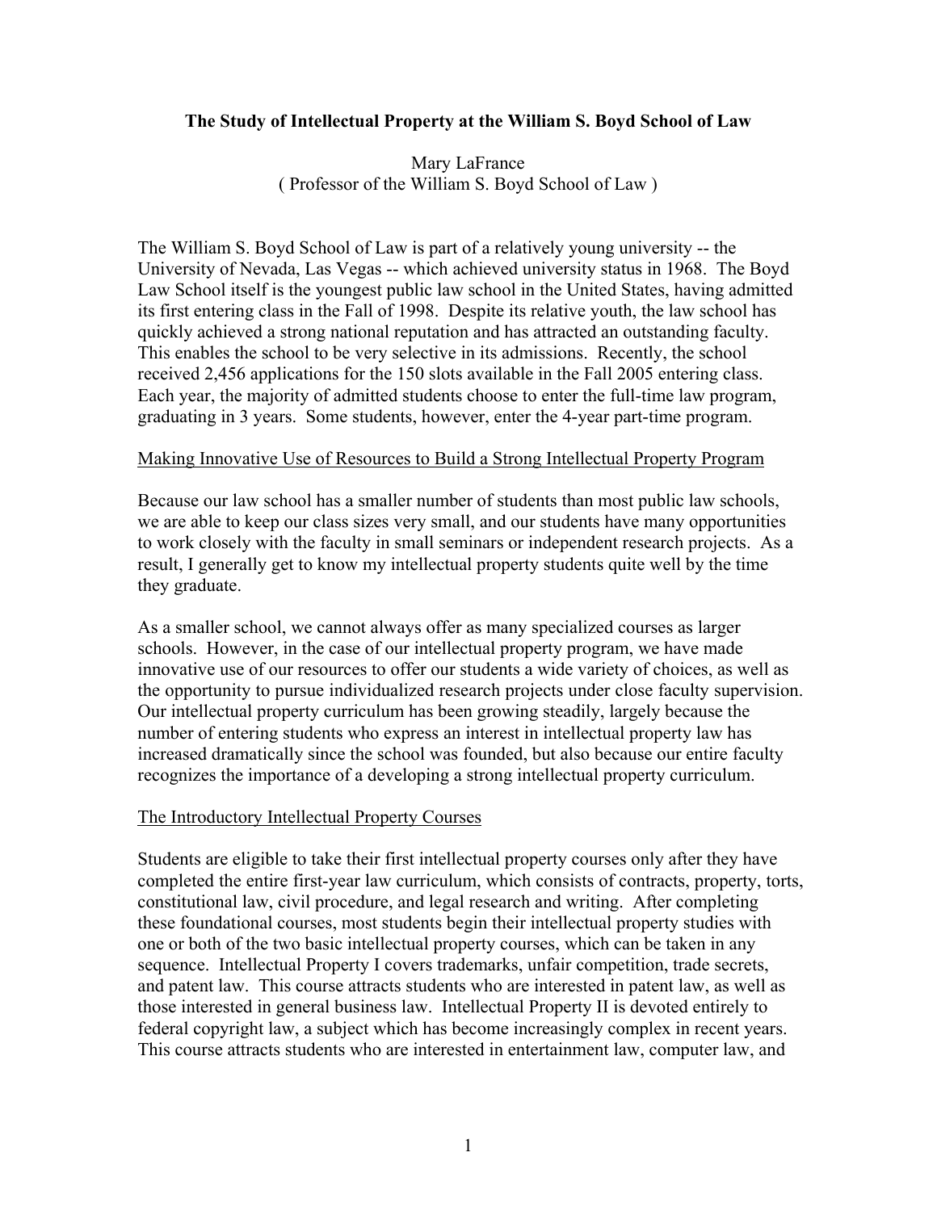**The Study of Intellectual Property at the William S. Boyd School of Law**

Mary LaFrance
( Professor of the William S. Boyd School of Law )

The William S. Boyd School of Law is part of a relatively young university -- the University of Nevada, Las Vegas -- which achieved university status in 1968. The Boyd Law School itself is the youngest public law school in the United States, having admitted its first entering class in the Fall of 1998. Despite its relative youth, the law school has quickly achieved a strong national reputation and has attracted an outstanding faculty. This enables the school to be very selective in its admissions. Recently, the school received 2,456 applications for the 150 slots available in the Fall 2005 entering class. Each year, the majority of admitted students choose to enter the full-time law program, graduating in 3 years. Some students, however, enter the 4-year part-time program.

<u>Making Innovative Use of Resources to Build a Strong Intellectual Property Program</u>

Because our law school has a smaller number of students than most public law schools, we are able to keep our class sizes very small, and our students have many opportunities to work closely with the faculty in small seminars or independent research projects. As a result, I generally get to know my intellectual property students quite well by the time they graduate.

As a smaller school, we cannot always offer as many specialized courses as larger schools. However, in the case of our intellectual property program, we have made innovative use of our resources to offer our students a wide variety of choices, as well as the opportunity to pursue individualized research projects under close faculty supervision. Our intellectual property curriculum has been growing steadily, largely because the number of entering students who express an interest in intellectual property law has increased dramatically since the school was founded, but also because our entire faculty recognizes the importance of a developing a strong intellectual property curriculum.

<u>The Introductory Intellectual Property Courses</u>

Students are eligible to take their first intellectual property courses only after they have completed the entire first-year law curriculum, which consists of contracts, property, torts, constitutional law, civil procedure, and legal research and writing. After completing these foundational courses, most students begin their intellectual property studies with one or both of the two basic intellectual property courses, which can be taken in any sequence. Intellectual Property I covers trademarks, unfair competition, trade secrets, and patent law. This course attracts students who are interested in patent law, as well as those interested in general business law. Intellectual Property II is devoted entirely to federal copyright law, a subject which has become increasingly complex in recent years. This course attracts students who are interested in entertainment law, computer law, and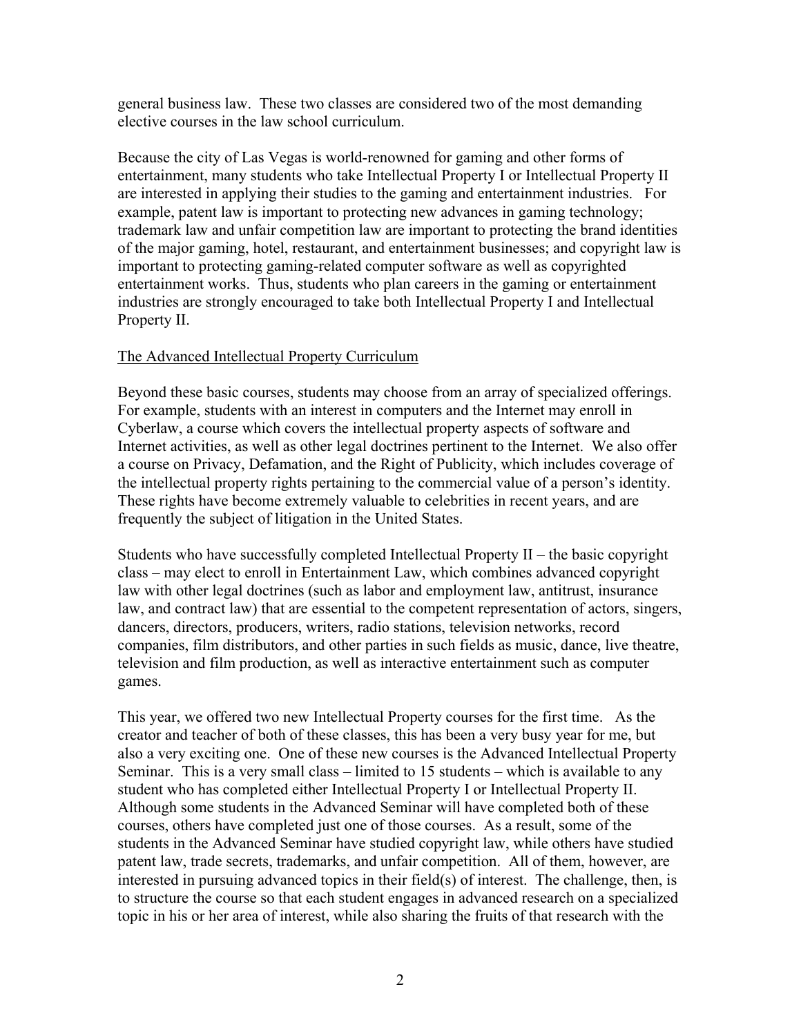general business law. These two classes are considered two of the most demanding elective courses in the law school curriculum.

Because the city of Las Vegas is world-renowned for gaming and other forms of entertainment, many students who take Intellectual Property I or Intellectual Property II are interested in applying their studies to the gaming and entertainment industries. For example, patent law is important to protecting new advances in gaming technology; trademark law and unfair competition law are important to protecting the brand identities of the major gaming, hotel, restaurant, and entertainment businesses; and copyright law is important to protecting gaming-related computer software as well as copyrighted entertainment works. Thus, students who plan careers in the gaming or entertainment industries are strongly encouraged to take both Intellectual Property I and Intellectual Property II.

## The Advanced Intellectual Property Curriculum

Beyond these basic courses, students may choose from an array of specialized offerings. For example, students with an interest in computers and the Internet may enroll in Cyberlaw, a course which covers the intellectual property aspects of software and Internet activities, as well as other legal doctrines pertinent to the Internet. We also offer a course on Privacy, Defamation, and the Right of Publicity, which includes coverage of the intellectual property rights pertaining to the commercial value of a person's identity. These rights have become extremely valuable to celebrities in recent years, and are frequently the subject of litigation in the United States.

Students who have successfully completed Intellectual Property II – the basic copyright class – may elect to enroll in Entertainment Law, which combines advanced copyright law with other legal doctrines (such as labor and employment law, antitrust, insurance law, and contract law) that are essential to the competent representation of actors, singers, dancers, directors, producers, writers, radio stations, television networks, record companies, film distributors, and other parties in such fields as music, dance, live theatre, television and film production, as well as interactive entertainment such as computer games.

This year, we offered two new Intellectual Property courses for the first time. As the creator and teacher of both of these classes, this has been a very busy year for me, but also a very exciting one. One of these new courses is the Advanced Intellectual Property Seminar. This is a very small class – limited to 15 students – which is available to any student who has completed either Intellectual Property I or Intellectual Property II. Although some students in the Advanced Seminar will have completed both of these courses, others have completed just one of those courses. As a result, some of the students in the Advanced Seminar have studied copyright law, while others have studied patent law, trade secrets, trademarks, and unfair competition. All of them, however, are interested in pursuing advanced topics in their field(s) of interest. The challenge, then, is to structure the course so that each student engages in advanced research on a specialized topic in his or her area of interest, while also sharing the fruits of that research with the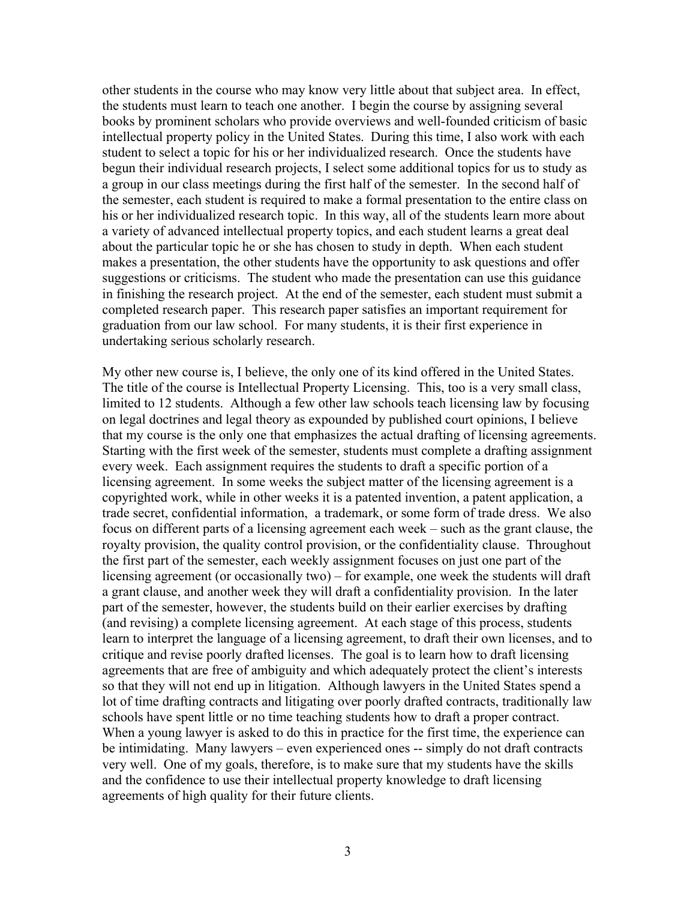other students in the course who may know very little about that subject area. In effect, the students must learn to teach one another. I begin the course by assigning several books by prominent scholars who provide overviews and well-founded criticism of basic intellectual property policy in the United States. During this time, I also work with each student to select a topic for his or her individualized research. Once the students have begun their individual research projects, I select some additional topics for us to study as a group in our class meetings during the first half of the semester. In the second half of the semester, each student is required to make a formal presentation to the entire class on his or her individualized research topic. In this way, all of the students learn more about a variety of advanced intellectual property topics, and each student learns a great deal about the particular topic he or she has chosen to study in depth. When each student makes a presentation, the other students have the opportunity to ask questions and offer suggestions or criticisms. The student who made the presentation can use this guidance in finishing the research project. At the end of the semester, each student must submit a completed research paper. This research paper satisfies an important requirement for graduation from our law school. For many students, it is their first experience in undertaking serious scholarly research.

My other new course is, I believe, the only one of its kind offered in the United States. The title of the course is Intellectual Property Licensing. This, too is a very small class, limited to 12 students. Although a few other law schools teach licensing law by focusing on legal doctrines and legal theory as expounded by published court opinions, I believe that my course is the only one that emphasizes the actual drafting of licensing agreements. Starting with the first week of the semester, students must complete a drafting assignment every week. Each assignment requires the students to draft a specific portion of a licensing agreement. In some weeks the subject matter of the licensing agreement is a copyrighted work, while in other weeks it is a patented invention, a patent application, a trade secret, confidential information, a trademark, or some form of trade dress. We also focus on different parts of a licensing agreement each week – such as the grant clause, the royalty provision, the quality control provision, or the confidentiality clause. Throughout the first part of the semester, each weekly assignment focuses on just one part of the licensing agreement (or occasionally two) – for example, one week the students will draft a grant clause, and another week they will draft a confidentiality provision. In the later part of the semester, however, the students build on their earlier exercises by drafting (and revising) a complete licensing agreement. At each stage of this process, students learn to interpret the language of a licensing agreement, to draft their own licenses, and to critique and revise poorly drafted licenses. The goal is to learn how to draft licensing agreements that are free of ambiguity and which adequately protect the client's interests so that they will not end up in litigation. Although lawyers in the United States spend a lot of time drafting contracts and litigating over poorly drafted contracts, traditionally law schools have spent little or no time teaching students how to draft a proper contract. When a young lawyer is asked to do this in practice for the first time, the experience can be intimidating. Many lawyers – even experienced ones -- simply do not draft contracts very well. One of my goals, therefore, is to make sure that my students have the skills and the confidence to use their intellectual property knowledge to draft licensing agreements of high quality for their future clients.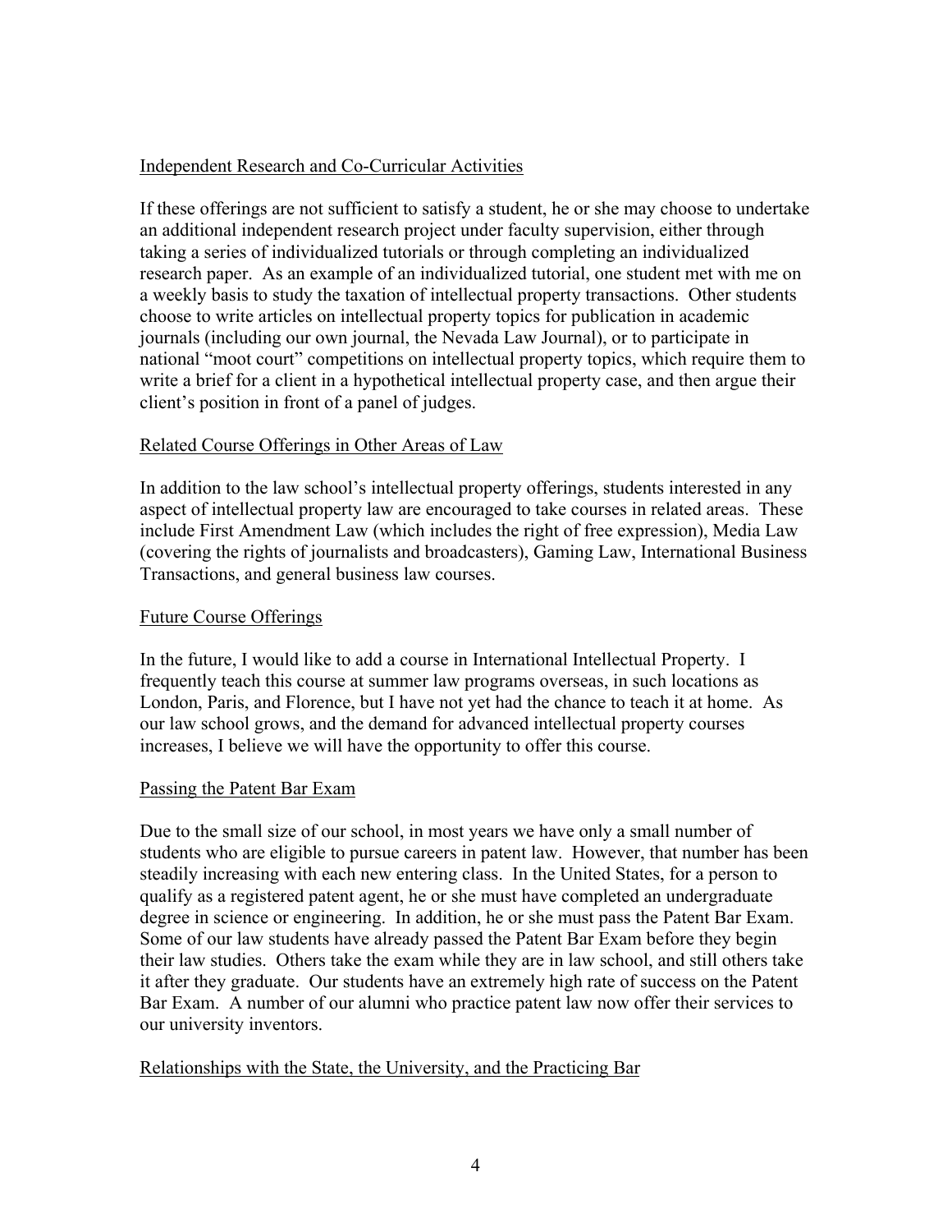## Independent Research and Co-Curricular Activities

If these offerings are not sufficient to satisfy a student, he or she may choose to undertake an additional independent research project under faculty supervision, either through taking a series of individualized tutorials or through completing an individualized research paper. As an example of an individualized tutorial, one student met with me on a weekly basis to study the taxation of intellectual property transactions. Other students choose to write articles on intellectual property topics for publication in academic journals (including our own journal, the Nevada Law Journal), or to participate in national "moot court" competitions on intellectual property topics, which require them to write a brief for a client in a hypothetical intellectual property case, and then argue their client's position in front of a panel of judges.

## Related Course Offerings in Other Areas of Law

In addition to the law school's intellectual property offerings, students interested in any aspect of intellectual property law are encouraged to take courses in related areas. These include First Amendment Law (which includes the right of free expression), Media Law (covering the rights of journalists and broadcasters), Gaming Law, International Business Transactions, and general business law courses.

## Future Course Offerings

In the future, I would like to add a course in International Intellectual Property. I frequently teach this course at summer law programs overseas, in such locations as London, Paris, and Florence, but I have not yet had the chance to teach it at home. As our law school grows, and the demand for advanced intellectual property courses increases, I believe we will have the opportunity to offer this course.

## Passing the Patent Bar Exam

Due to the small size of our school, in most years we have only a small number of students who are eligible to pursue careers in patent law. However, that number has been steadily increasing with each new entering class. In the United States, for a person to qualify as a registered patent agent, he or she must have completed an undergraduate degree in science or engineering. In addition, he or she must pass the Patent Bar Exam. Some of our law students have already passed the Patent Bar Exam before they begin their law studies. Others take the exam while they are in law school, and still others take it after they graduate. Our students have an extremely high rate of success on the Patent Bar Exam. A number of our alumni who practice patent law now offer their services to our university inventors.

## Relationships with the State, the University, and the Practicing Bar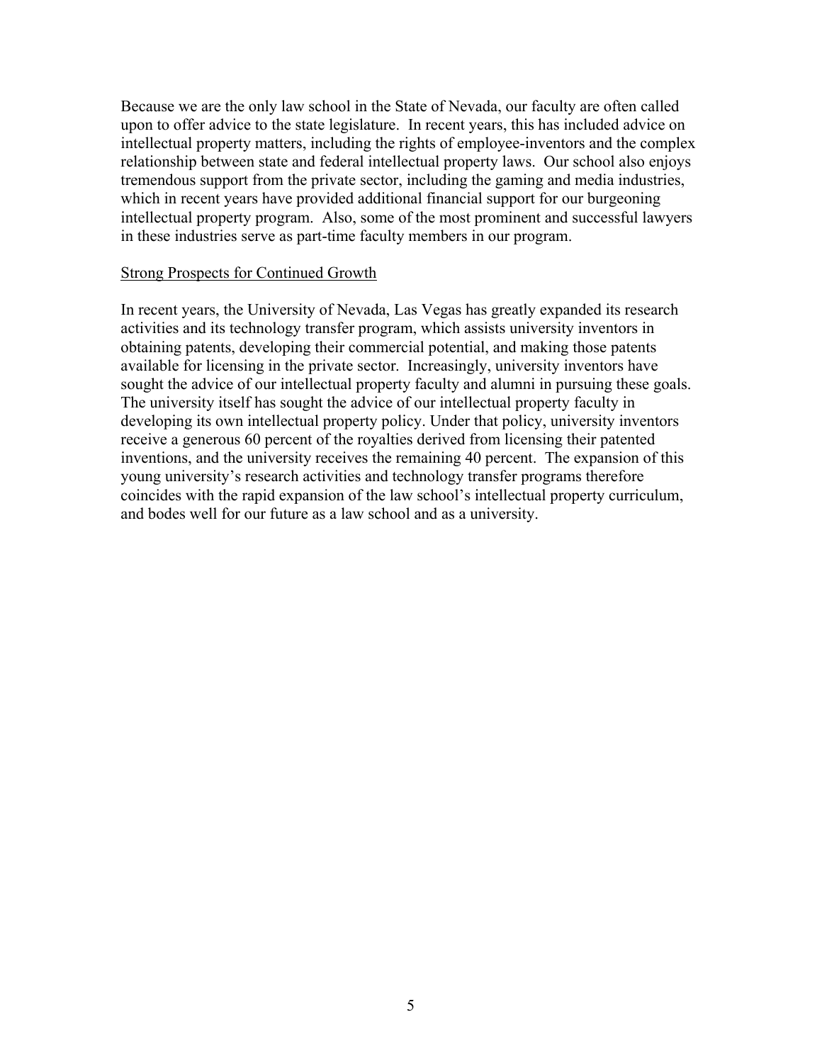Because we are the only law school in the State of Nevada, our faculty are often called upon to offer advice to the state legislature. In recent years, this has included advice on intellectual property matters, including the rights of employee-inventors and the complex relationship between state and federal intellectual property laws. Our school also enjoys tremendous support from the private sector, including the gaming and media industries, which in recent years have provided additional financial support for our burgeoning intellectual property program. Also, some of the most prominent and successful lawyers in these industries serve as part-time faculty members in our program.

<u>Strong Prospects for Continued Growth</u>

In recent years, the University of Nevada, Las Vegas has greatly expanded its research activities and its technology transfer program, which assists university inventors in obtaining patents, developing their commercial potential, and making those patents available for licensing in the private sector. Increasingly, university inventors have sought the advice of our intellectual property faculty and alumni in pursuing these goals. The university itself has sought the advice of our intellectual property faculty in developing its own intellectual property policy. Under that policy, university inventors receive a generous 60 percent of the royalties derived from licensing their patented inventions, and the university receives the remaining 40 percent. The expansion of this young university's research activities and technology transfer programs therefore coincides with the rapid expansion of the law school's intellectual property curriculum, and bodes well for our future as a law school and as a university.